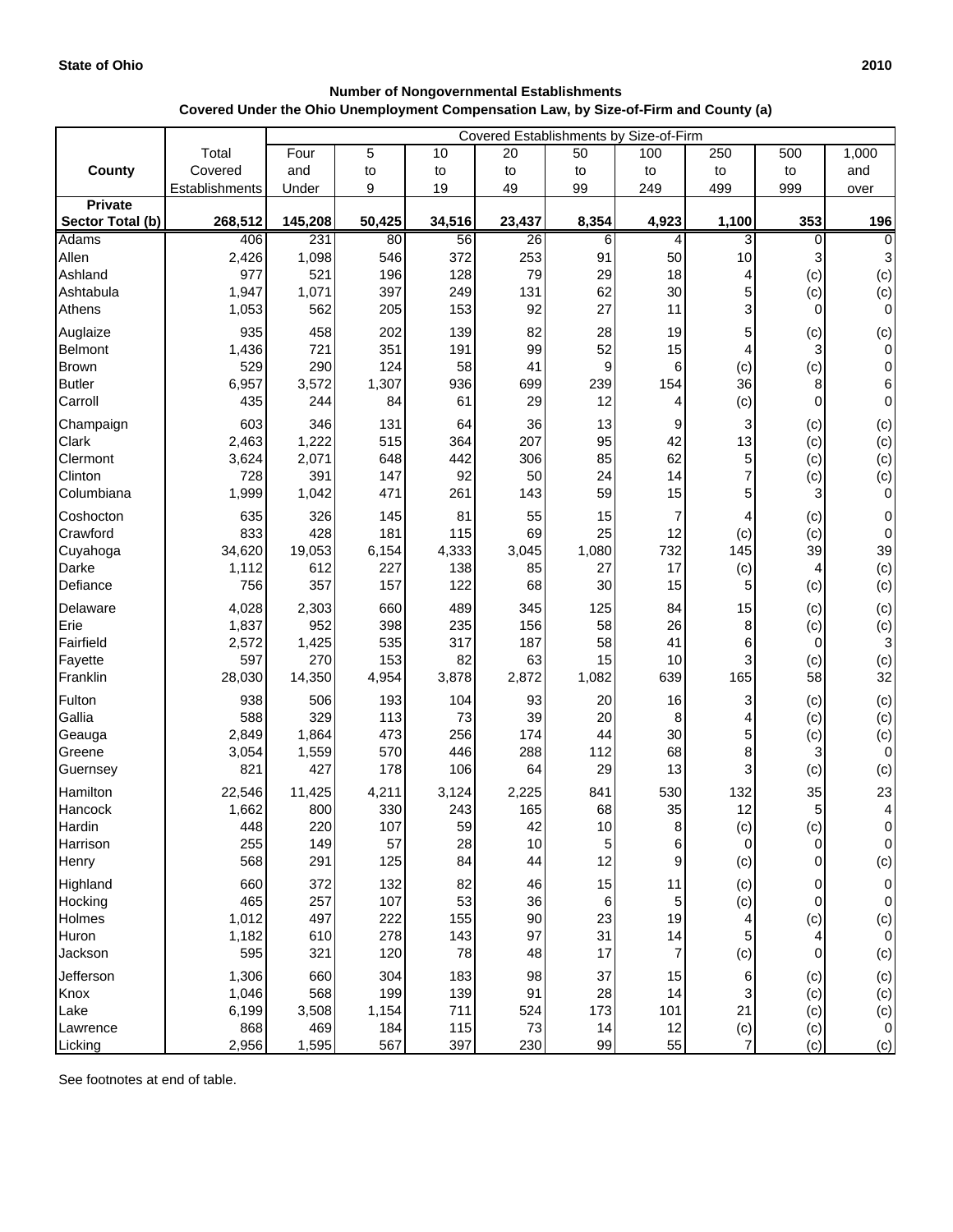State of Ohio 2010

**Number of Nongovernmental Establishments**
**Covered Under the Ohio Unemployment Compensation Law, by Size-of-Firm and County (a)**

| County | Total Covered Establishments | Covered Establishments by Size-of-Firm | | | | | | | | |
|---|---|---|---|---|---|---|---|---|---|---|
| | | Four and Under | 5 to 9 | 10 to 19 | 20 to 49 | 50 to 99 | 100 to 249 | 250 to 499 | 500 to 999 | 1,000 and over |
| **Private Sector Total (b)** | **268,512** | **145,208** | **50,425** | **34,516** | **23,437** | **8,354** | **4,923** | **1,100** | **353** | **196** |
| Adams | 406 | 231 | 80 | 56 | 26 | 6 | 4 | 3 | 0 | 0 |
| Allen | 2,426 | 1,098 | 546 | 372 | 253 | 91 | 50 | 10 | 3 | 3 |
| Ashland | 977 | 521 | 196 | 128 | 79 | 29 | 18 | 4 | (c) | (c) |
| Ashtabula | 1,947 | 1,071 | 397 | 249 | 131 | 62 | 30 | 5 | (c) | (c) |
| Athens | 1,053 | 562 | 205 | 153 | 92 | 27 | 11 | 3 | 0 | 0 |
| Auglaize | 935 | 458 | 202 | 139 | 82 | 28 | 19 | 5 | (c) | (c) |
| Belmont | 1,436 | 721 | 351 | 191 | 99 | 52 | 15 | 4 | 3 | 0 |
| Brown | 529 | 290 | 124 | 58 | 41 | 9 | 6 | (c) | (c) | 0 |
| Butler | 6,957 | 3,572 | 1,307 | 936 | 699 | 239 | 154 | 36 | 8 | 6 |
| Carroll | 435 | 244 | 84 | 61 | 29 | 12 | 4 | (c) | 0 | 0 |
| Champaign | 603 | 346 | 131 | 64 | 36 | 13 | 9 | 3 | (c) | (c) |
| Clark | 2,463 | 1,222 | 515 | 364 | 207 | 95 | 42 | 13 | (c) | (c) |
| Clermont | 3,624 | 2,071 | 648 | 442 | 306 | 85 | 62 | 5 | (c) | (c) |
| Clinton | 728 | 391 | 147 | 92 | 50 | 24 | 14 | 7 | (c) | (c) |
| Columbiana | 1,999 | 1,042 | 471 | 261 | 143 | 59 | 15 | 5 | 3 | 0 |
| Coshocton | 635 | 326 | 145 | 81 | 55 | 15 | 7 | 4 | (c) | 0 |
| Crawford | 833 | 428 | 181 | 115 | 69 | 25 | 12 | (c) | (c) | 0 |
| Cuyahoga | 34,620 | 19,053 | 6,154 | 4,333 | 3,045 | 1,080 | 732 | 145 | 39 | 39 |
| Darke | 1,112 | 612 | 227 | 138 | 85 | 27 | 17 | (c) | 4 | (c) |
| Defiance | 756 | 357 | 157 | 122 | 68 | 30 | 15 | 5 | (c) | (c) |
| Delaware | 4,028 | 2,303 | 660 | 489 | 345 | 125 | 84 | 15 | (c) | (c) |
| Erie | 1,837 | 952 | 398 | 235 | 156 | 58 | 26 | 8 | (c) | (c) |
| Fairfield | 2,572 | 1,425 | 535 | 317 | 187 | 58 | 41 | 6 | 0 | 3 |
| Fayette | 597 | 270 | 153 | 82 | 63 | 15 | 10 | 3 | (c) | (c) |
| Franklin | 28,030 | 14,350 | 4,954 | 3,878 | 2,872 | 1,082 | 639 | 165 | 58 | 32 |
| Fulton | 938 | 506 | 193 | 104 | 93 | 20 | 16 | 3 | (c) | (c) |
| Gallia | 588 | 329 | 113 | 73 | 39 | 20 | 8 | 4 | (c) | (c) |
| Geauga | 2,849 | 1,864 | 473 | 256 | 174 | 44 | 30 | 5 | (c) | (c) |
| Greene | 3,054 | 1,559 | 570 | 446 | 288 | 112 | 68 | 8 | 3 | 0 |
| Guernsey | 821 | 427 | 178 | 106 | 64 | 29 | 13 | 3 | (c) | (c) |
| Hamilton | 22,546 | 11,425 | 4,211 | 3,124 | 2,225 | 841 | 530 | 132 | 35 | 23 |
| Hancock | 1,662 | 800 | 330 | 243 | 165 | 68 | 35 | 12 | 5 | 4 |
| Hardin | 448 | 220 | 107 | 59 | 42 | 10 | 8 | (c) | (c) | 0 |
| Harrison | 255 | 149 | 57 | 28 | 10 | 5 | 6 | 0 | 0 | 0 |
| Henry | 568 | 291 | 125 | 84 | 44 | 12 | 9 | (c) | 0 | (c) |
| Highland | 660 | 372 | 132 | 82 | 46 | 15 | 11 | (c) | 0 | 0 |
| Hocking | 465 | 257 | 107 | 53 | 36 | 6 | 5 | (c) | 0 | 0 |
| Holmes | 1,012 | 497 | 222 | 155 | 90 | 23 | 19 | 4 | (c) | (c) |
| Huron | 1,182 | 610 | 278 | 143 | 97 | 31 | 14 | 5 | 4 | 0 |
| Jackson | 595 | 321 | 120 | 78 | 48 | 17 | 7 | (c) | 0 | (c) |
| Jefferson | 1,306 | 660 | 304 | 183 | 98 | 37 | 15 | 6 | (c) | (c) |
| Knox | 1,046 | 568 | 199 | 139 | 91 | 28 | 14 | 3 | (c) | (c) |
| Lake | 6,199 | 3,508 | 1,154 | 711 | 524 | 173 | 101 | 21 | (c) | (c) |
| Lawrence | 868 | 469 | 184 | 115 | 73 | 14 | 12 | (c) | (c) | 0 |
| Licking | 2,956 | 1,595 | 567 | 397 | 230 | 99 | 55 | 7 | (c) | (c) |

See footnotes at end of table.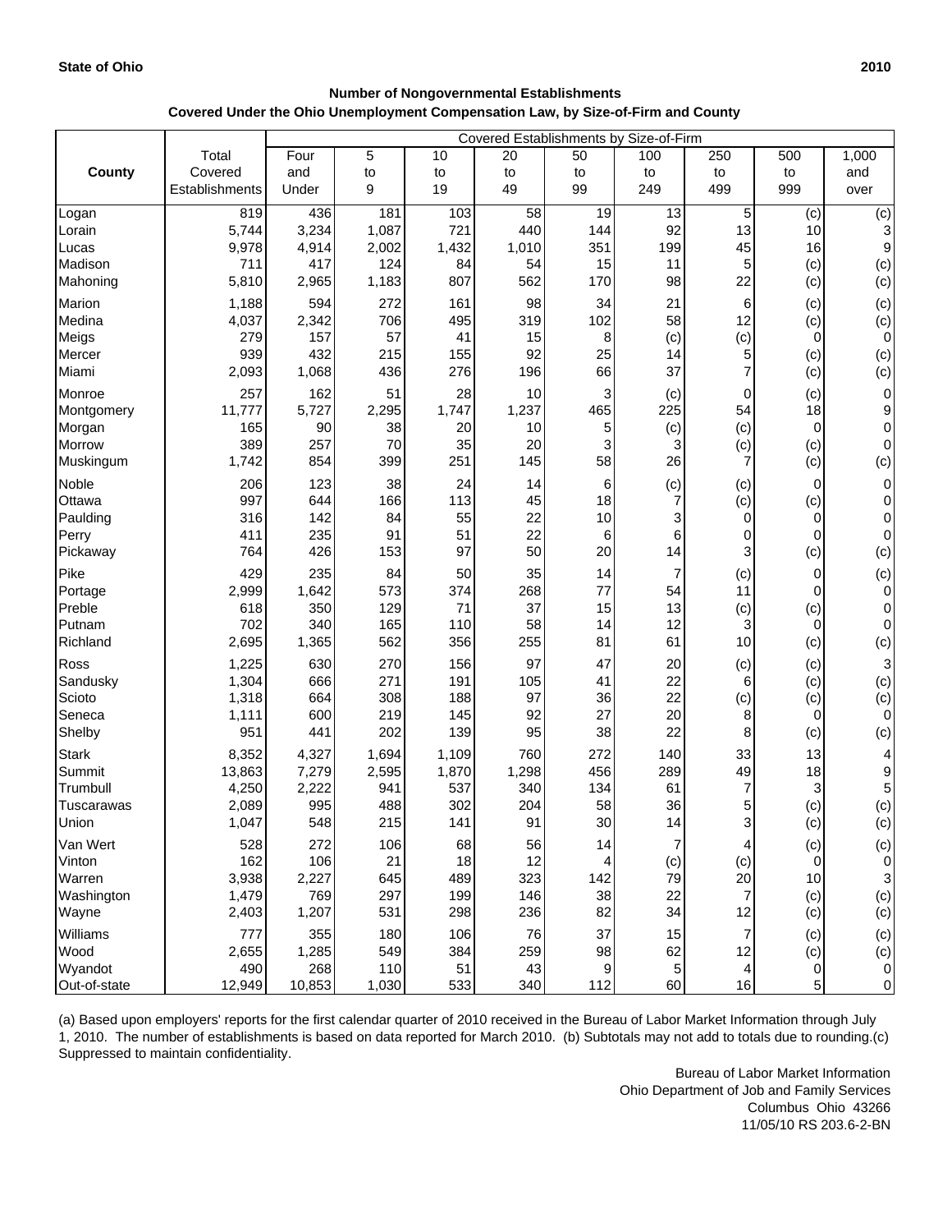**State of Ohio** **2010**

**Number of Nongovernmental Establishments**
**Covered Under the Ohio Unemployment Compensation Law, by Size-of-Firm and County**

| County | Total Covered Establishments | Covered Establishments by Size-of-Firm | | | | | | | | |
|---|---|---|---|---|---|---|---|---|---|---|
| | | Four and Under | 5 to 9 | 10 to 19 | 20 to 49 | 50 to 99 | 100 to 249 | 250 to 499 | 500 to 999 | 1,000 and over |
| Logan | 819 | 436 | 181 | 103 | 58 | 19 | 13 | 5 | (c) | (c) |
| Lorain | 5,744 | 3,234 | 1,087 | 721 | 440 | 144 | 92 | 13 | 10 | 3 |
| Lucas | 9,978 | 4,914 | 2,002 | 1,432 | 1,010 | 351 | 199 | 45 | 16 | 9 |
| Madison | 711 | 417 | 124 | 84 | 54 | 15 | 11 | 5 | (c) | (c) |
| Mahoning | 5,810 | 2,965 | 1,183 | 807 | 562 | 170 | 98 | 22 | (c) | (c) |
| Marion | 1,188 | 594 | 272 | 161 | 98 | 34 | 21 | 6 | (c) | (c) |
| Medina | 4,037 | 2,342 | 706 | 495 | 319 | 102 | 58 | 12 | (c) | (c) |
| Meigs | 279 | 157 | 57 | 41 | 15 | 8 | (c) | (c) | 0 | 0 |
| Mercer | 939 | 432 | 215 | 155 | 92 | 25 | 14 | 5 | (c) | (c) |
| Miami | 2,093 | 1,068 | 436 | 276 | 196 | 66 | 37 | 7 | (c) | (c) |
| Monroe | 257 | 162 | 51 | 28 | 10 | 3 | (c) | 0 | (c) | 0 |
| Montgomery | 11,777 | 5,727 | 2,295 | 1,747 | 1,237 | 465 | 225 | 54 | 18 | 9 |
| Morgan | 165 | 90 | 38 | 20 | 10 | 5 | (c) | (c) | 0 | 0 |
| Morrow | 389 | 257 | 70 | 35 | 20 | 3 | 3 | (c) | (c) | 0 |
| Muskingum | 1,742 | 854 | 399 | 251 | 145 | 58 | 26 | 7 | (c) | (c) |
| Noble | 206 | 123 | 38 | 24 | 14 | 6 | (c) | (c) | 0 | 0 |
| Ottawa | 997 | 644 | 166 | 113 | 45 | 18 | 7 | (c) | (c) | 0 |
| Paulding | 316 | 142 | 84 | 55 | 22 | 10 | 3 | 0 | 0 | 0 |
| Perry | 411 | 235 | 91 | 51 | 22 | 6 | 6 | 0 | 0 | 0 |
| Pickaway | 764 | 426 | 153 | 97 | 50 | 20 | 14 | 3 | (c) | (c) |
| Pike | 429 | 235 | 84 | 50 | 35 | 14 | 7 | (c) | 0 | (c) |
| Portage | 2,999 | 1,642 | 573 | 374 | 268 | 77 | 54 | 11 | 0 | 0 |
| Preble | 618 | 350 | 129 | 71 | 37 | 15 | 13 | (c) | (c) | 0 |
| Putnam | 702 | 340 | 165 | 110 | 58 | 14 | 12 | 3 | 0 | 0 |
| Richland | 2,695 | 1,365 | 562 | 356 | 255 | 81 | 61 | 10 | (c) | (c) |
| Ross | 1,225 | 630 | 270 | 156 | 97 | 47 | 20 | (c) | (c) | 3 |
| Sandusky | 1,304 | 666 | 271 | 191 | 105 | 41 | 22 | 6 | (c) | (c) |
| Scioto | 1,318 | 664 | 308 | 188 | 97 | 36 | 22 | (c) | (c) | (c) |
| Seneca | 1,111 | 600 | 219 | 145 | 92 | 27 | 20 | 8 | 0 | 0 |
| Shelby | 951 | 441 | 202 | 139 | 95 | 38 | 22 | 8 | (c) | (c) |
| Stark | 8,352 | 4,327 | 1,694 | 1,109 | 760 | 272 | 140 | 33 | 13 | 4 |
| Summit | 13,863 | 7,279 | 2,595 | 1,870 | 1,298 | 456 | 289 | 49 | 18 | 9 |
| Trumbull | 4,250 | 2,222 | 941 | 537 | 340 | 134 | 61 | 7 | 3 | 5 |
| Tuscarawas | 2,089 | 995 | 488 | 302 | 204 | 58 | 36 | 5 | (c) | (c) |
| Union | 1,047 | 548 | 215 | 141 | 91 | 30 | 14 | 3 | (c) | (c) |
| Van Wert | 528 | 272 | 106 | 68 | 56 | 14 | 7 | 4 | (c) | (c) |
| Vinton | 162 | 106 | 21 | 18 | 12 | 4 | (c) | (c) | 0 | 0 |
| Warren | 3,938 | 2,227 | 645 | 489 | 323 | 142 | 79 | 20 | 10 | 3 |
| Washington | 1,479 | 769 | 297 | 199 | 146 | 38 | 22 | 7 | (c) | (c) |
| Wayne | 2,403 | 1,207 | 531 | 298 | 236 | 82 | 34 | 12 | (c) | (c) |
| Williams | 777 | 355 | 180 | 106 | 76 | 37 | 15 | 7 | (c) | (c) |
| Wood | 2,655 | 1,285 | 549 | 384 | 259 | 98 | 62 | 12 | (c) | (c) |
| Wyandot | 490 | 268 | 110 | 51 | 43 | 9 | 5 | 4 | 0 | 0 |
| Out-of-state | 12,949 | 10,853 | 1,030 | 533 | 340 | 112 | 60 | 16 | 5 | 0 |

(a) Based upon employers' reports for the first calendar quarter of 2010 received in the Bureau of Labor Market Information through July 1, 2010. The number of establishments is based on data reported for March 2010. (b) Subtotals may not add to totals due to rounding.(c) Suppressed to maintain confidentiality.

Bureau of Labor Market Information
Ohio Department of Job and Family Services
Columbus Ohio 43266
11/05/10 RS 203.6-2-BN